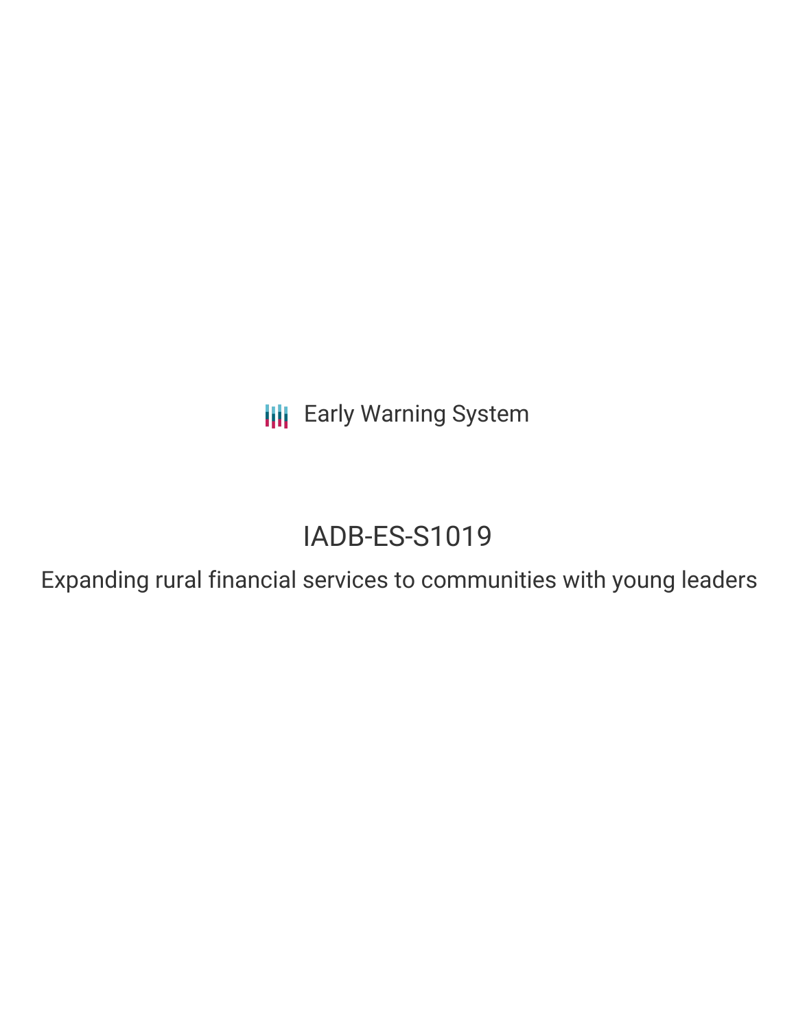Early Warning System

# IADB-ES-S1019

## Expanding rural financial services to communities with young leaders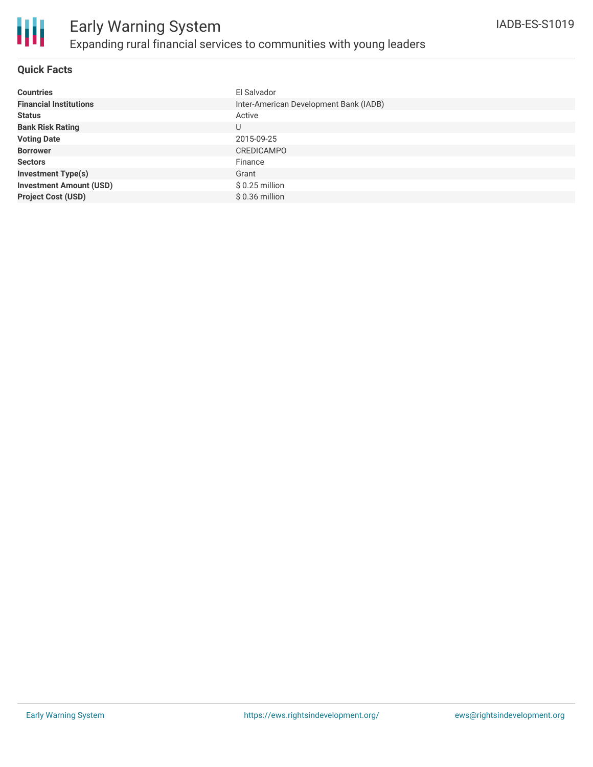# Early Warning System

## Expanding rural financial services to communities with young leaders

IADB-ES-S1019

### Quick Facts

| | |
|---|---|
| **Countries** | El Salvador |
| **Financial Institutions** | Inter-American Development Bank (IADB) |
| **Status** | Active |
| **Bank Risk Rating** | U |
| **Voting Date** | 2015-09-25 |
| **Borrower** | CREDICAMPO |
| **Sectors** | Finance |
| **Investment Type(s)** | Grant |
| **Investment Amount (USD)** | $ 0.25 million |
| **Project Cost (USD)** | $ 0.36 million |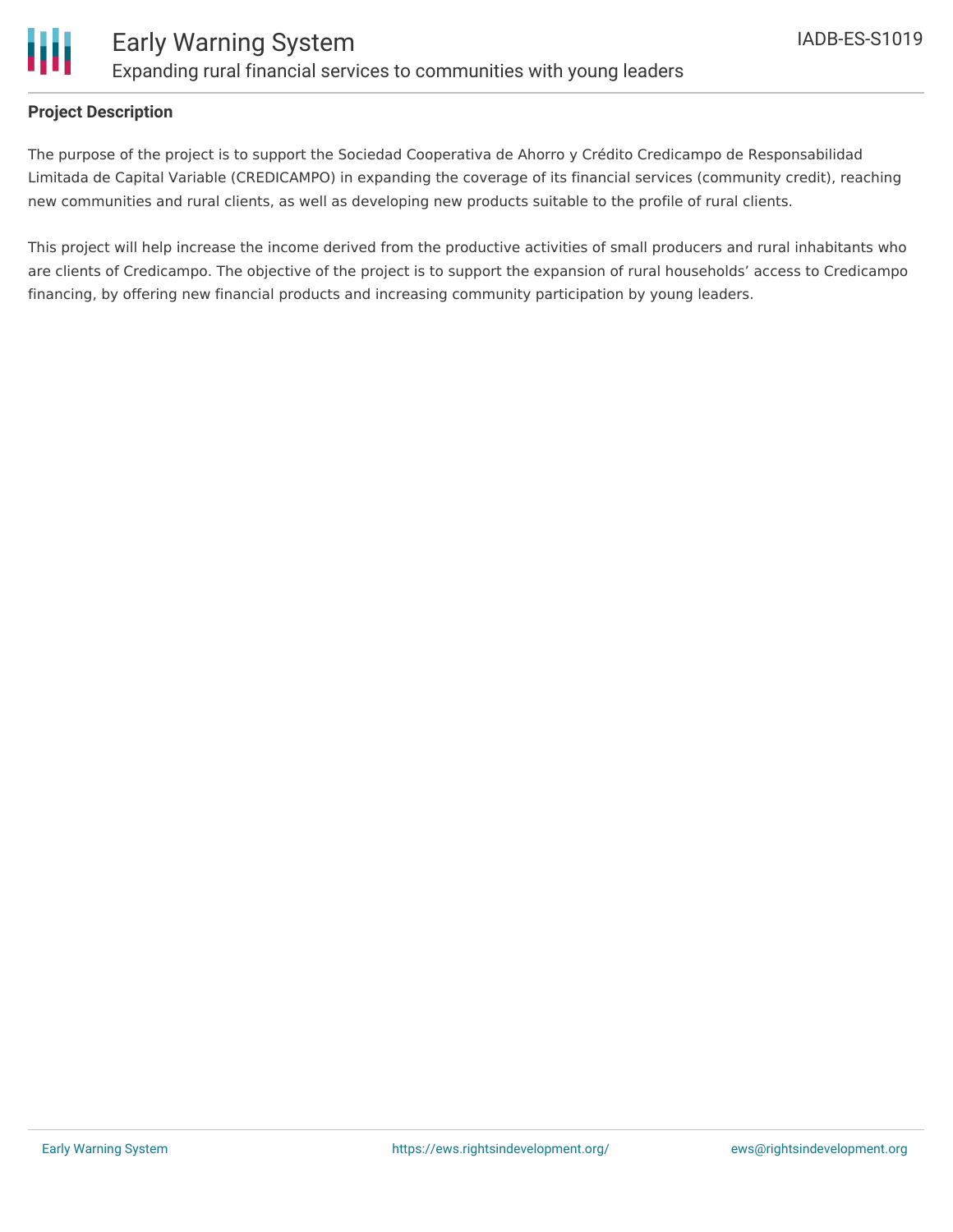## Project Description

The purpose of the project is to support the Sociedad Cooperativa de Ahorro y Crédito Credicampo de Responsabilidad Limitada de Capital Variable (CREDICAMPO) in expanding the coverage of its financial services (community credit), reaching new communities and rural clients, as well as developing new products suitable to the profile of rural clients.

This project will help increase the income derived from the productive activities of small producers and rural inhabitants who are clients of Credicampo. The objective of the project is to support the expansion of rural households' access to Credicampo financing, by offering new financial products and increasing community participation by young leaders.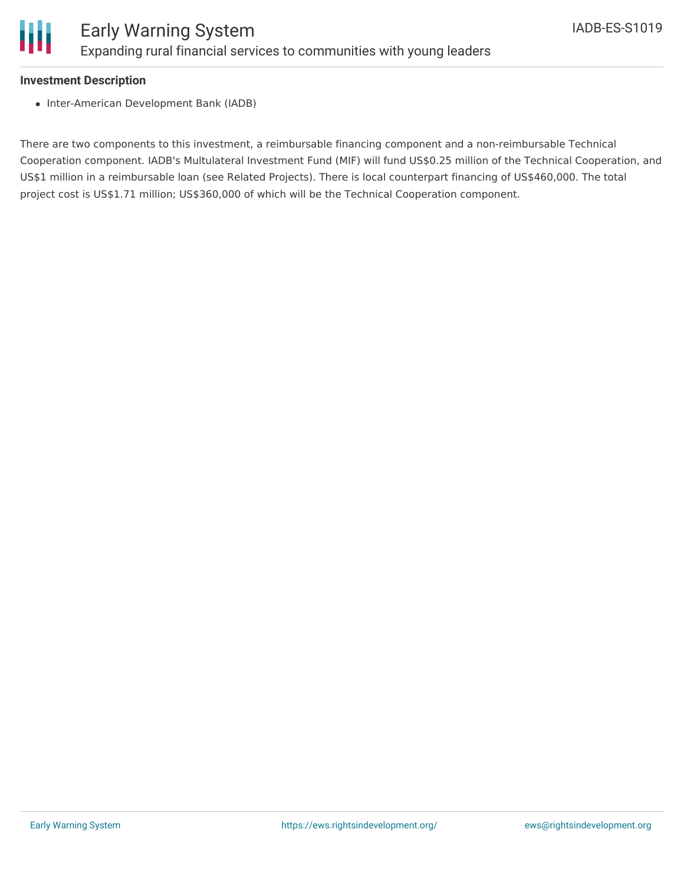**Investment Description**

- Inter-American Development Bank (IADB)

There are two components to this investment, a reimbursable financing component and a non-reimbursable Technical Cooperation component. IADB's Multulateral Investment Fund (MIF) will fund US$0.25 million of the Technical Cooperation, and US$1 million in a reimbursable loan (see Related Projects). There is local counterpart financing of US$460,000. The total project cost is US$1.71 million; US$360,000 of which will be the Technical Cooperation component.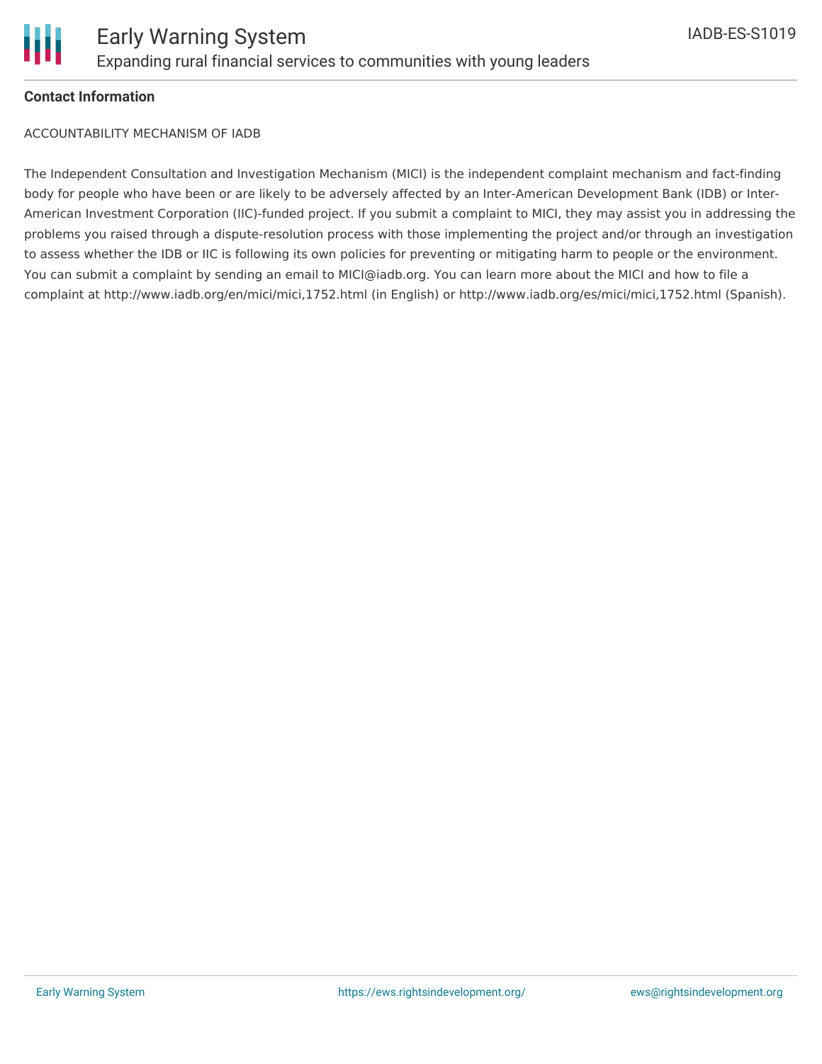**Contact Information**

ACCOUNTABILITY MECHANISM OF IADB

The Independent Consultation and Investigation Mechanism (MICI) is the independent complaint mechanism and fact-finding body for people who have been or are likely to be adversely affected by an Inter-American Development Bank (IDB) or Inter-American Investment Corporation (IIC)-funded project. If you submit a complaint to MICI, they may assist you in addressing the problems you raised through a dispute-resolution process with those implementing the project and/or through an investigation to assess whether the IDB or IIC is following its own policies for preventing or mitigating harm to people or the environment. You can submit a complaint by sending an email to MICI@iadb.org. You can learn more about the MICI and how to file a complaint at http://www.iadb.org/en/mici/mici,1752.html (in English) or http://www.iadb.org/es/mici/mici,1752.html (Spanish).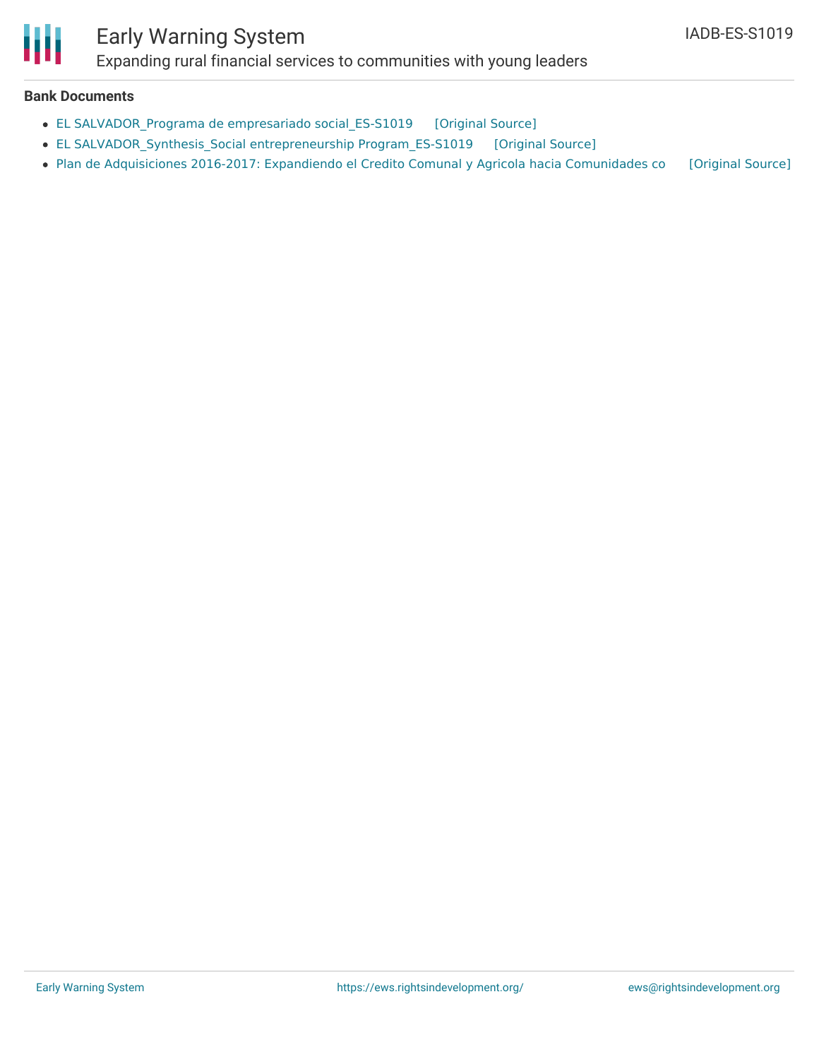## Bank Documents

- EL SALVADOR_Programa de empresariado social_ES-S1019 [Original Source]
- EL SALVADOR_Synthesis_Social entrepreneurship Program_ES-S1019 [Original Source]
- Plan de Adquisiciones 2016-2017: Expandiendo el Credito Comunal y Agricola hacia Comunidades co [Original Source]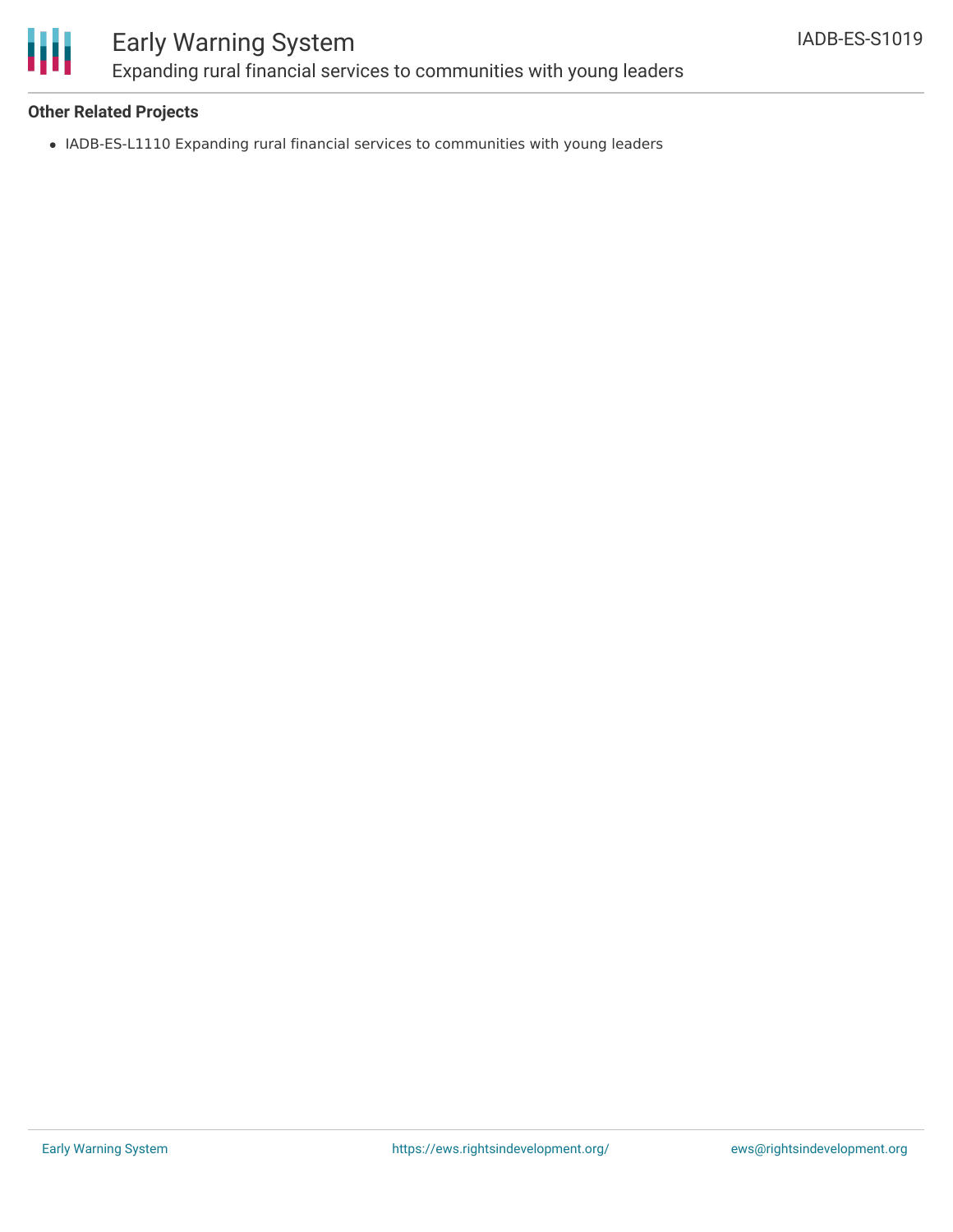**Other Related Projects**

- IADB-ES-L1110 Expanding rural financial services to communities with young leaders